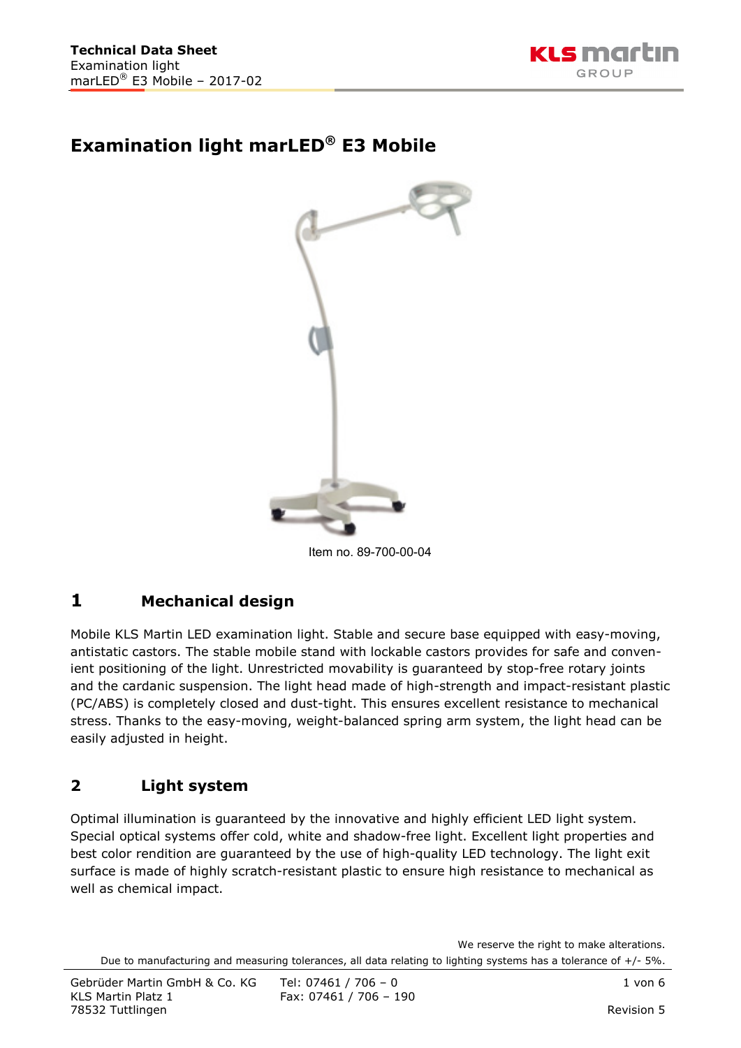# Examination light marLED® E3 Mobile

Item no. 89-700-00-04

## 1 Mechanical design

Mobile KLS Martin LED examination light. Stable and secure base equipped with easy-moving, antistatic castors. The stable mobile stand with lockable castors provides for safe and convenient positioning of the light. Unrestricted movability is guaranteed by stop-free rotary joints and the cardanic suspension. The light head made of high-strength and impact-resistant plastic (PC/ABS) is completely closed and dust-tight. This ensures excellent resistance to mechanical stress. Thanks to the easy-moving, weight-balanced spring arm system, the light head can be easily adjusted in height.

## 2 Light system

Optimal illumination is guaranteed by the innovative and highly efficient LED light system. Special optical systems offer cold, white and shadow-free light. Excellent light properties and best color rendition are guaranteed by the use of high-quality LED technology. The light exit surface is made of highly scratch-resistant plastic to ensure high resistance to mechanical as well as chemical impact.

We reserve the right to make alterations.

Due to manufacturing and measuring tolerances, all data relating to lighting systems has a tolerance of +/- 5%.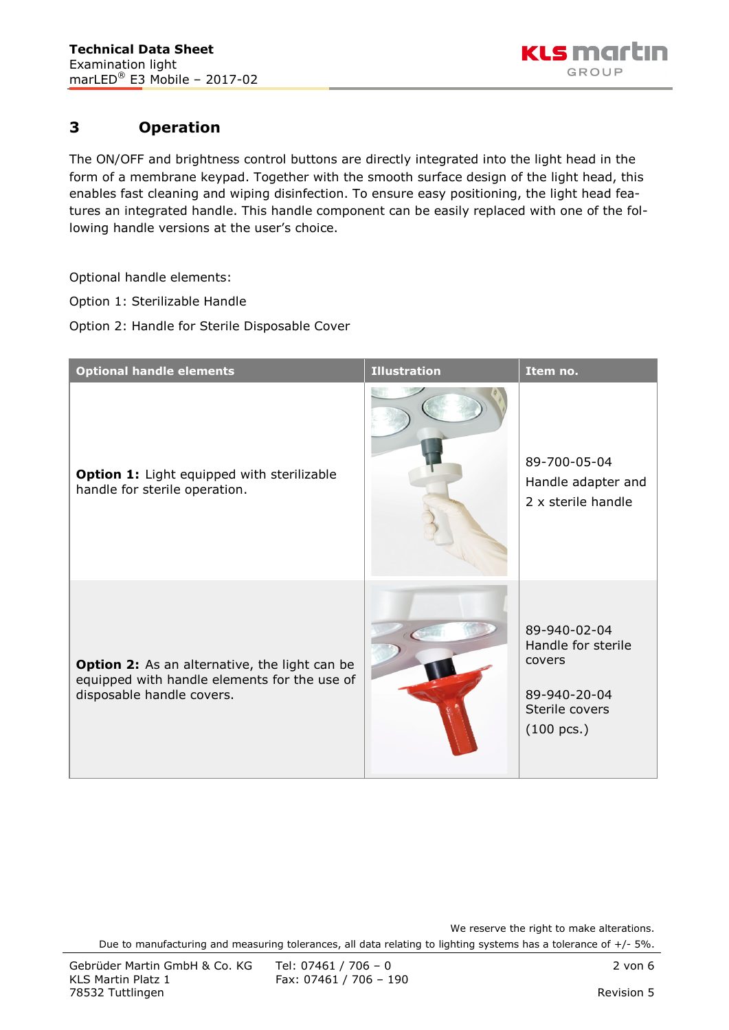## 3 Operation

The ON/OFF and brightness control buttons are directly integrated into the light head in the form of a membrane keypad. Together with the smooth surface design of the light head, this enables fast cleaning and wiping disinfection. To ensure easy positioning, the light head features an integrated handle. This handle component can be easily replaced with one of the following handle versions at the user's choice.

Optional handle elements:

Option 1: Sterilizable Handle

Option 2: Handle for Sterile Disposable Cover

| Optional handle elements | Illustration | Item no. |
|---|---|---|
| **Option 1:** Light equipped with sterilizable handle for sterile operation. | | 89-700-05-04<br>Handle adapter and<br>2 x sterile handle |
| **Option 2:** As an alternative, the light can be equipped with handle elements for the use of disposable handle covers. | | 89-940-02-04<br>Handle for sterile covers<br><br>89-940-20-04<br>Sterile covers<br>(100 pcs.) |

We reserve the right to make alterations.

Due to manufacturing and measuring tolerances, all data relating to lighting systems has a tolerance of +/- 5%.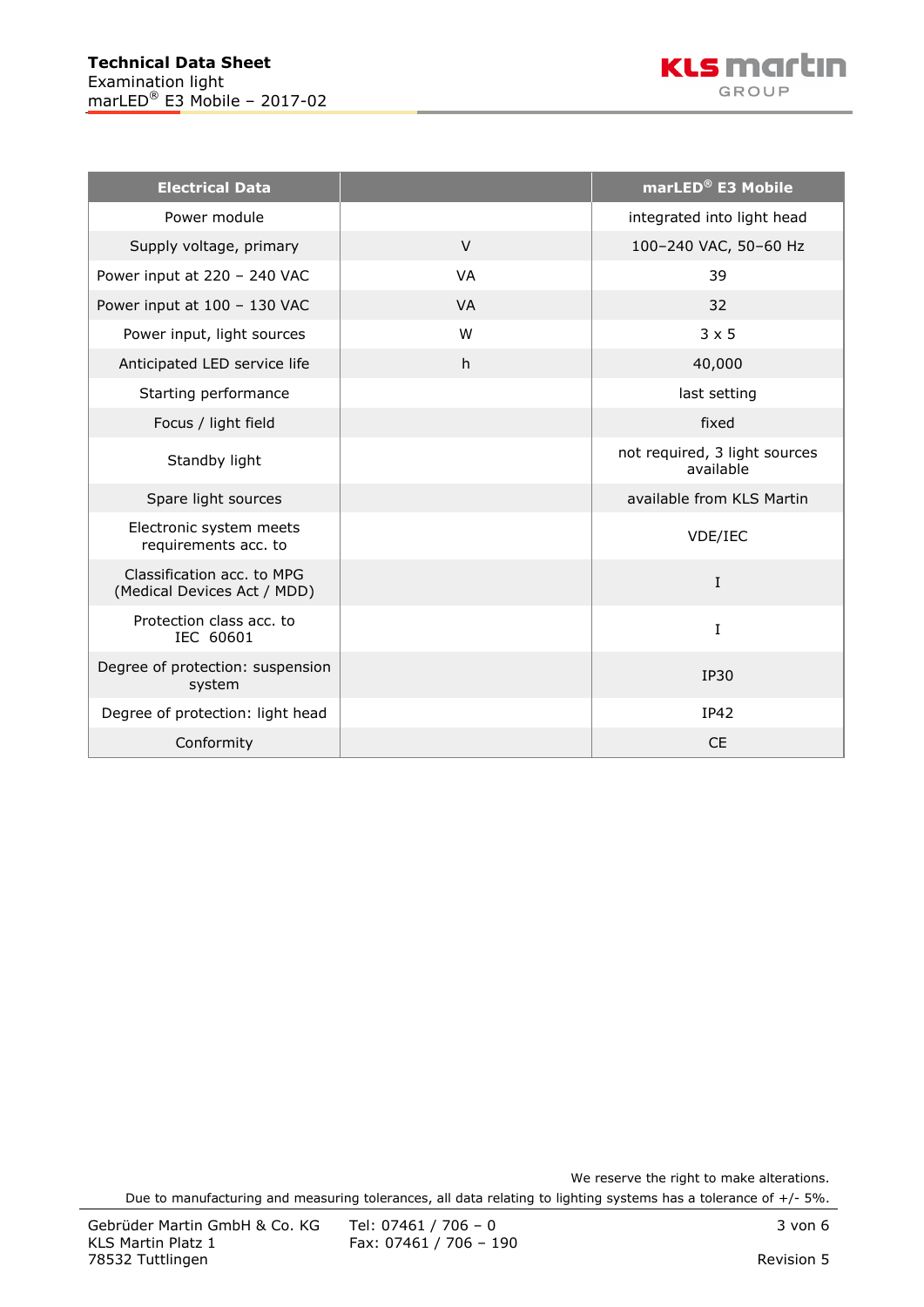| Electrical Data | | marLED® E3 Mobile |
|---|---|---|
| Power module | | integrated into light head |
| Supply voltage, primary | V | 100–240 VAC, 50–60 Hz |
| Power input at 220 – 240 VAC | VA | 39 |
| Power input at 100 – 130 VAC | VA | 32 |
| Power input, light sources | W | 3 x 5 |
| Anticipated LED service life | h | 40,000 |
| Starting performance | | last setting |
| Focus / light field | | fixed |
| Standby light | | not required, 3 light sources available |
| Spare light sources | | available from KLS Martin |
| Electronic system meets requirements acc. to | | VDE/IEC |
| Classification acc. to MPG (Medical Devices Act / MDD) | | I |
| Protection class acc. to IEC 60601 | | I |
| Degree of protection: suspension system | | IP30 |
| Degree of protection: light head | | IP42 |
| Conformity | | CE |

We reserve the right to make alterations.

Due to manufacturing and measuring tolerances, all data relating to lighting systems has a tolerance of +/- 5%.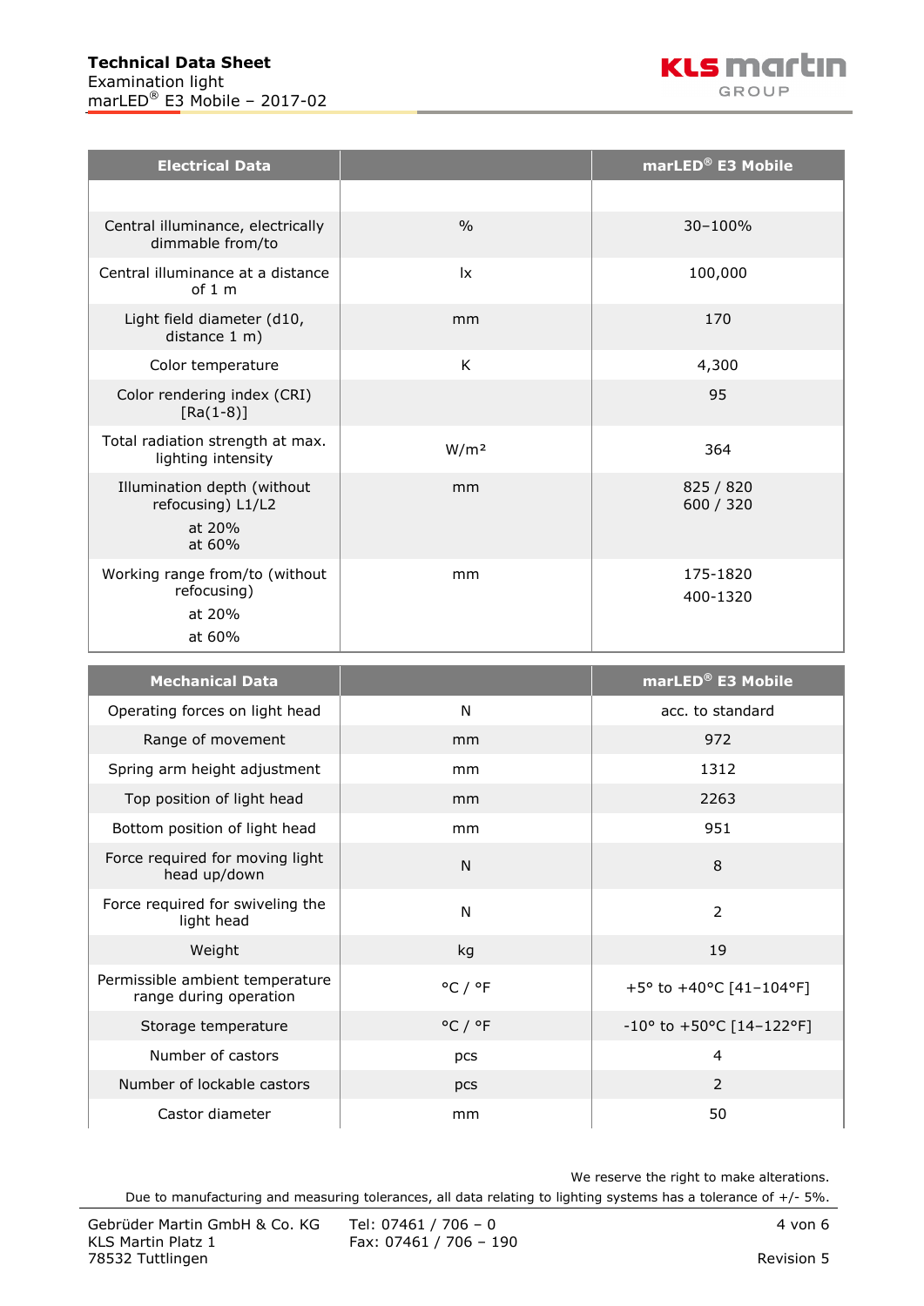| Electrical Data | | marLED® E3 Mobile |
|---|---|---|
| | | |
| Central illuminance, electrically dimmable from/to | % | 30–100% |
| Central illuminance at a distance of 1 m | lx | 100,000 |
| Light field diameter (d10, distance 1 m) | mm | 170 |
| Color temperature | K | 4,300 |
| Color rendering index (CRI) [Ra(1-8)] | | 95 |
| Total radiation strength at max. lighting intensity | W/m² | 364 |
| Illumination depth (without refocusing) L1/L2<br>at 20%<br>at 60% | mm | 825 / 820<br>600 / 320 |
| Working range from/to (without refocusing)<br>at 20%<br>at 60% | mm | 175-1820<br>400-1320 |

| Mechanical Data | | marLED® E3 Mobile |
|---|---|---|
| Operating forces on light head | N | acc. to standard |
| Range of movement | mm | 972 |
| Spring arm height adjustment | mm | 1312 |
| Top position of light head | mm | 2263 |
| Bottom position of light head | mm | 951 |
| Force required for moving light head up/down | N | 8 |
| Force required for swiveling the light head | N | 2 |
| Weight | kg | 19 |
| Permissible ambient temperature range during operation | °C / °F | +5° to +40°C [41–104°F] |
| Storage temperature | °C / °F | -10° to +50°C [14–122°F] |
| Number of castors | pcs | 4 |
| Number of lockable castors | pcs | 2 |
| Castor diameter | mm | 50 |

We reserve the right to make alterations.

Due to manufacturing and measuring tolerances, all data relating to lighting systems has a tolerance of +/- 5%.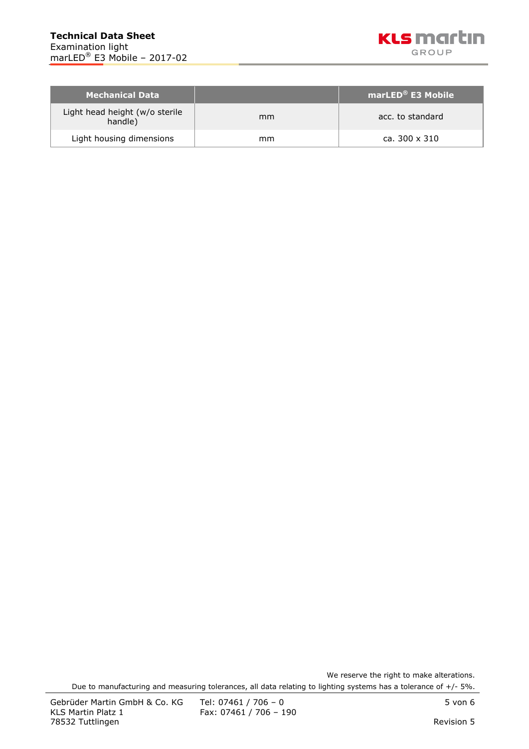| Mechanical Data | | marLED® E3 Mobile |
|---|---|---|
| Light head height (w/o sterile handle) | mm | acc. to standard |
| Light housing dimensions | mm | ca. 300 x 310 |

We reserve the right to make alterations.

Due to manufacturing and measuring tolerances, all data relating to lighting systems has a tolerance of +/- 5%.

Gebrüder Martin GmbH & Co. KG
KLS Martin Platz 1
78532 Tuttlingen

Tel: 07461 / 706 – 0
Fax: 07461 / 706 – 190

Revision 5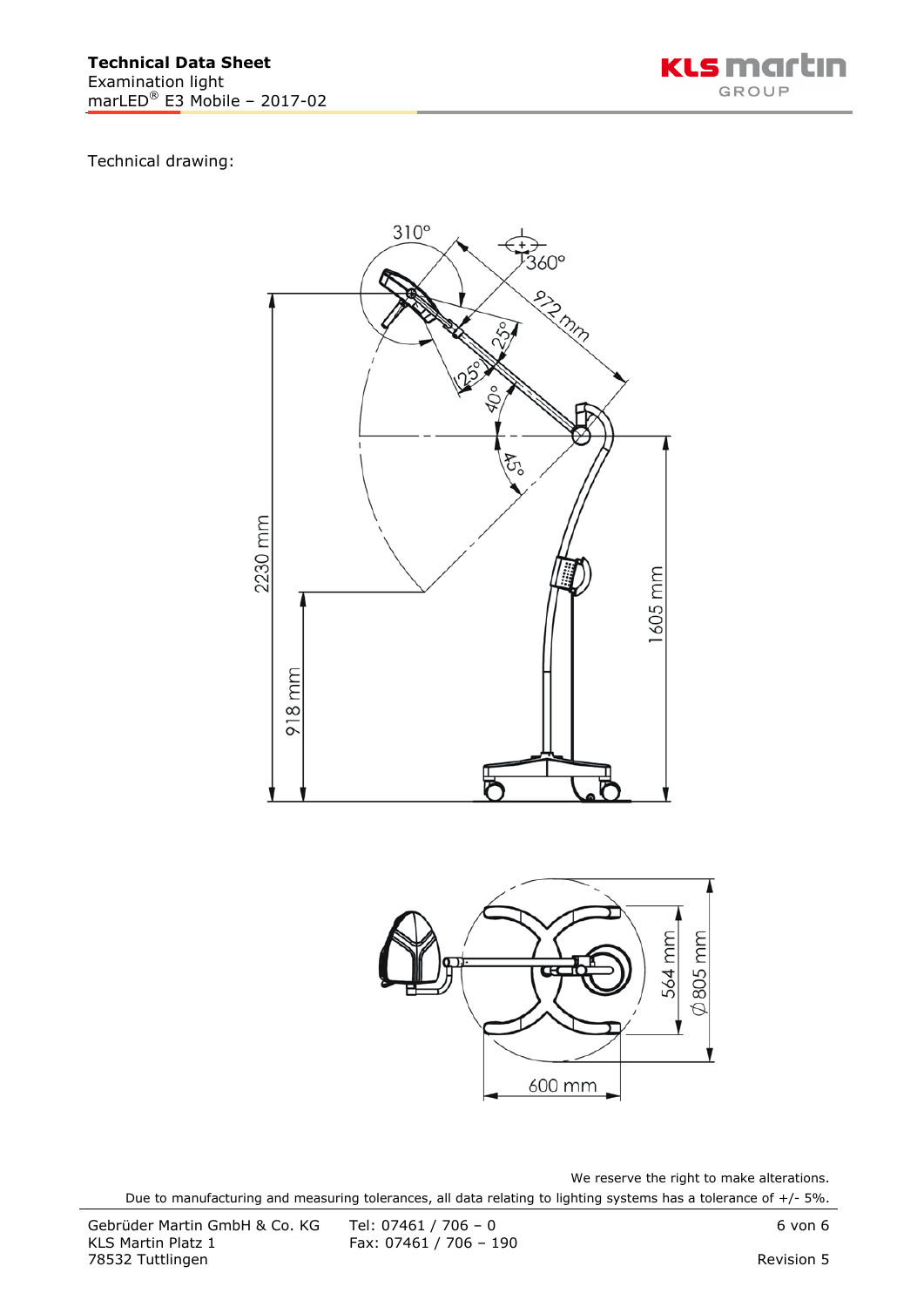Technical drawing:

310°
360°
972 mm
25°
25°
40°
45°
2230 mm
1605 mm
918 mm

564 mm
Ø 805 mm
600 mm

We reserve the right to make alterations.

Due to manufacturing and measuring tolerances, all data relating to lighting systems has a tolerance of +/- 5%.

Gebrüder Martin GmbH & Co. KG
KLS Martin Platz 1
78532 Tuttlingen

Tel: 07461 / 706 – 0
Fax: 07461 / 706 – 190

Revision 5